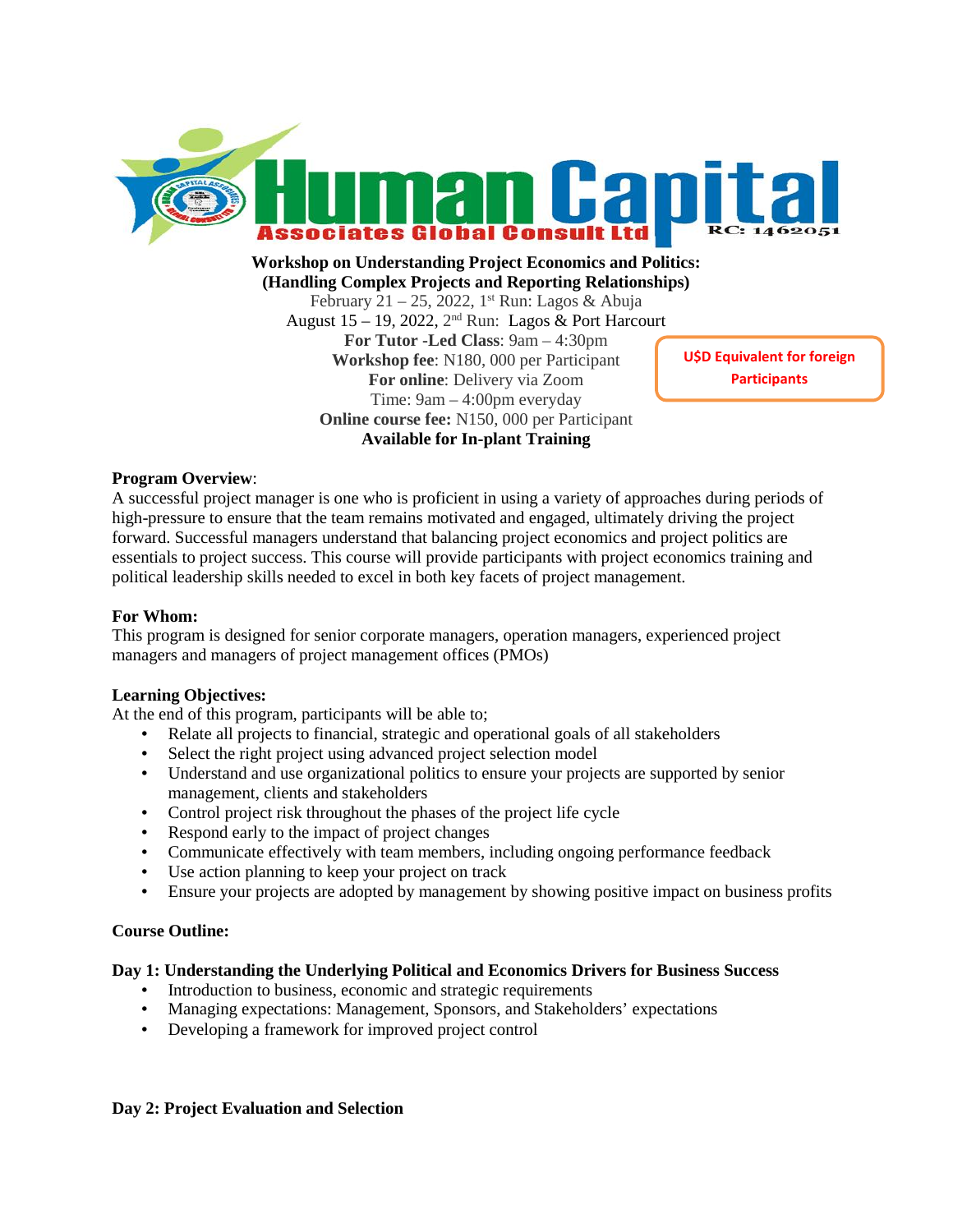# Human Capital

Associates Global Consult Ltd RC: 1462051

**Workshop on Understanding Project Economics and Politics: (Handling Complex Projects and Reporting Relationships)**

February 21 – 25, 2022, 1st Run: Lagos & Abuja

August 15 – 19, 2022, 2nd Run: Lagos & Port Harcourt

**For Tutor -Led Class**: 9am – 4:30pm

**Workshop fee**: N180, 000 per Participant

**For online**: Delivery via Zoom

Time: 9am – 4:00pm everyday

**Online course fee:** N150, 000 per Participant

**Available for In-plant Training**

U$D Equivalent for foreign Participants

**Program Overview**:

A successful project manager is one who is proficient in using a variety of approaches during periods of high-pressure to ensure that the team remains motivated and engaged, ultimately driving the project forward. Successful managers understand that balancing project economics and project politics are essentials to project success. This course will provide participants with project economics training and political leadership skills needed to excel in both key facets of project management.

**For Whom:**

This program is designed for senior corporate managers, operation managers, experienced project managers and managers of project management offices (PMOs)

**Learning Objectives:**

At the end of this program, participants will be able to;

- Relate all projects to financial, strategic and operational goals of all stakeholders
- Select the right project using advanced project selection model
- Understand and use organizational politics to ensure your projects are supported by senior management, clients and stakeholders
- Control project risk throughout the phases of the project life cycle
- Respond early to the impact of project changes
- Communicate effectively with team members, including ongoing performance feedback
- Use action planning to keep your project on track
- Ensure your projects are adopted by management by showing positive impact on business profits

**Course Outline:**

**Day 1: Understanding the Underlying Political and Economics Drivers for Business Success**

- Introduction to business, economic and strategic requirements
- Managing expectations: Management, Sponsors, and Stakeholders' expectations
- Developing a framework for improved project control

**Day 2: Project Evaluation and Selection**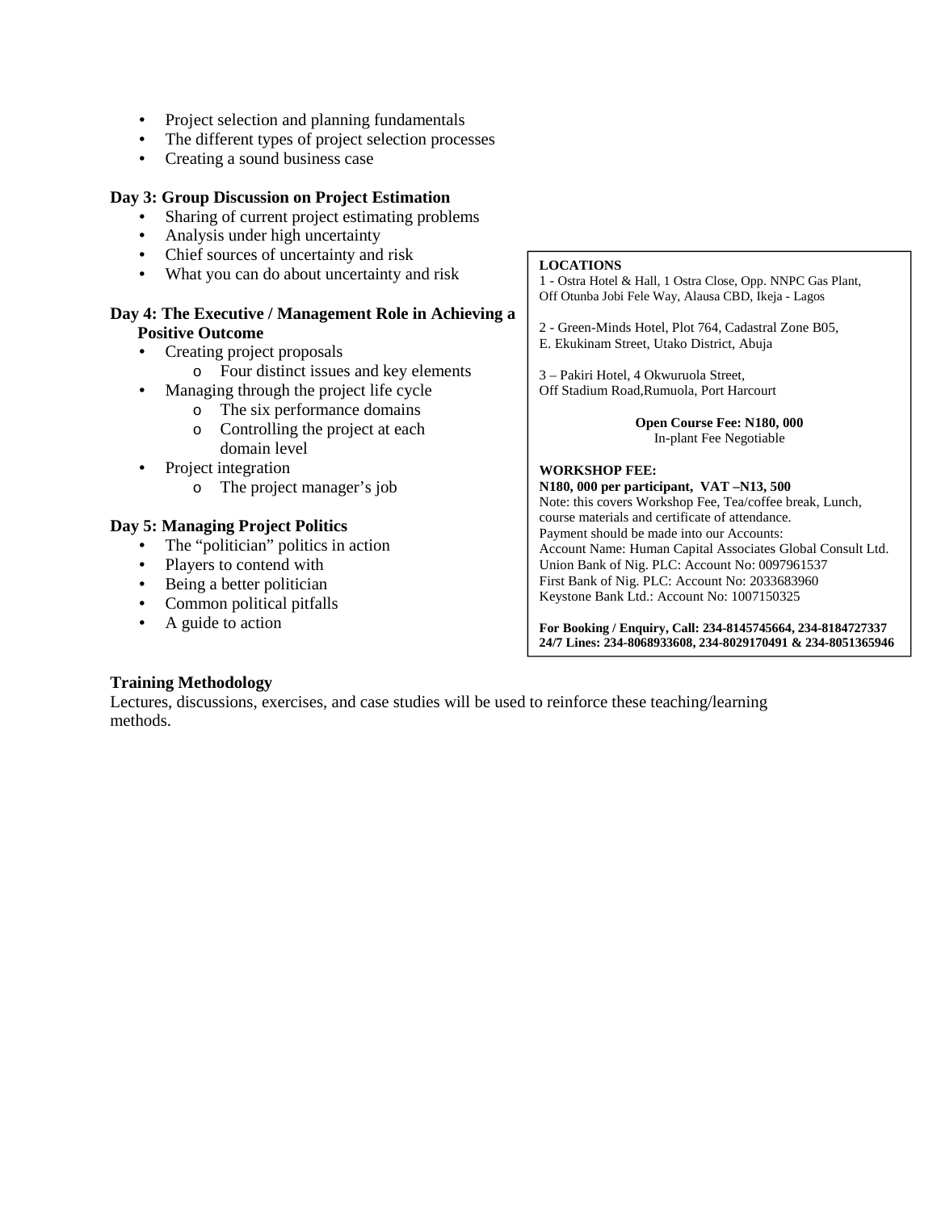- Project selection and planning fundamentals
- The different types of project selection processes
- Creating a sound business case

**Day 3: Group Discussion on Project Estimation**

- Sharing of current project estimating problems
- Analysis under high uncertainty
- Chief sources of uncertainty and risk
- What you can do about uncertainty and risk

**Day 4: The Executive / Management Role in Achieving a Positive Outcome**

- Creating project proposals
  - Four distinct issues and key elements
- Managing through the project life cycle
  - The six performance domains
  - Controlling the project at each domain level
- Project integration
  - The project manager's job

**Day 5: Managing Project Politics**

- The "politician" politics in action
- Players to contend with
- Being a better politician
- Common political pitfalls
- A guide to action

**LOCATIONS**

1 - Ostra Hotel & Hall, 1 Ostra Close, Opp. NNPC Gas Plant, Off Otunba Jobi Fele Way, Alausa CBD, Ikeja - Lagos

2 - Green-Minds Hotel, Plot 764, Cadastral Zone B05, E. Ekukinam Street, Utako District, Abuja

3 – Pakiri Hotel, 4 Okwuruola Street, Off Stadium Road,Rumuola, Port Harcourt

**Open Course Fee: N180, 000**
In-plant Fee Negotiable

**WORKSHOP FEE:**
**N180, 000 per participant, VAT –N13, 500**
Note: this covers Workshop Fee, Tea/coffee break, Lunch, course materials and certificate of attendance.
Payment should be made into our Accounts:
Account Name: Human Capital Associates Global Consult Ltd.
Union Bank of Nig. PLC: Account No: 0097961537
First Bank of Nig. PLC: Account No: 2033683960
Keystone Bank Ltd.: Account No: 1007150325

**For Booking / Enquiry, Call: 234-8145745664, 234-8184727337**
**24/7 Lines: 234-8068933608, 234-8029170491 & 234-8051365946**

**Training Methodology**

Lectures, discussions, exercises, and case studies will be used to reinforce these teaching/learning methods.